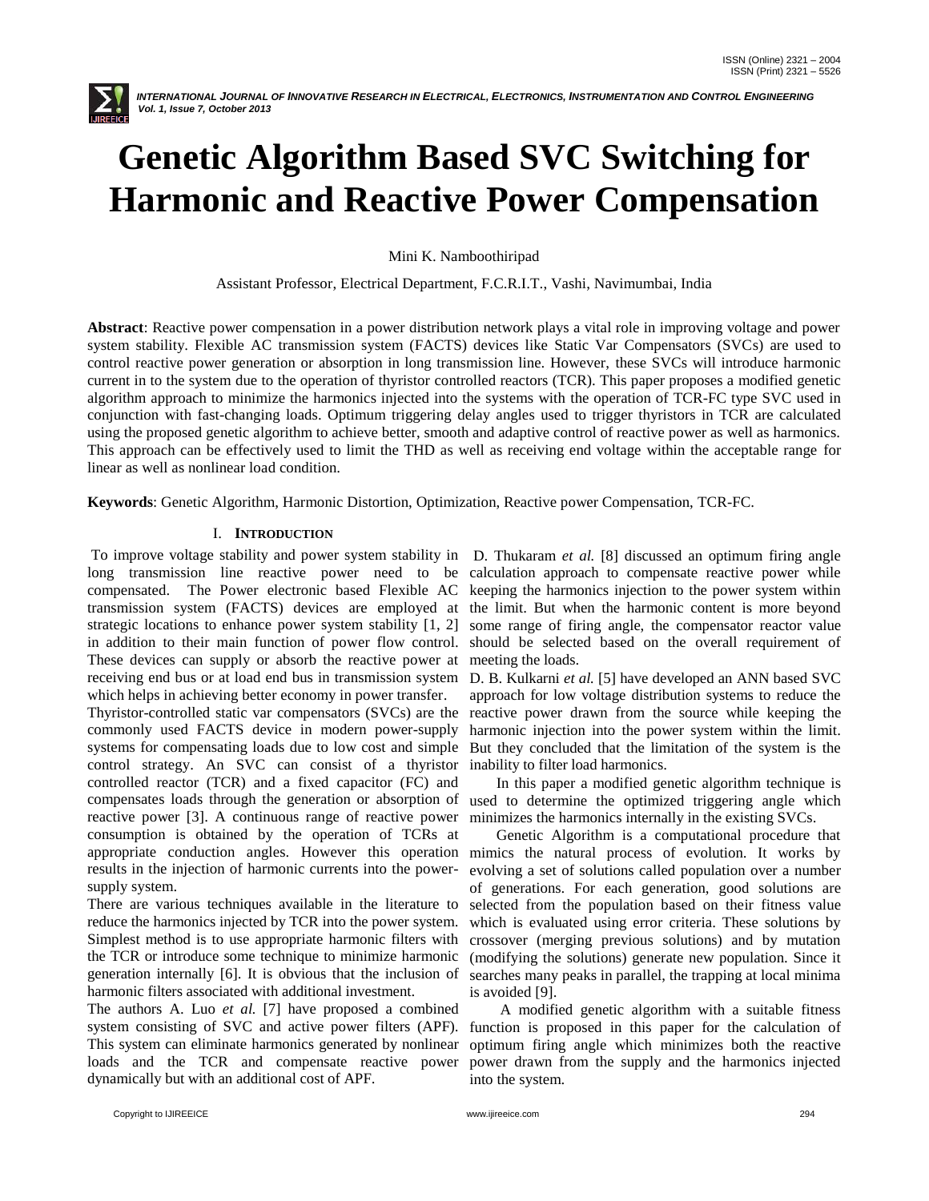# Genetic Algorithm Based SVC Switching for Harmonic and Reactive Power Compensation

Mini K. Namboothiripad

Assistant Professor, Electrical Department, F.C.R.I.T., Vashi, Navimumbai, India

**Abstract**: Reactive power compensation in a power distribution network plays a vital role in improving voltage and power system stability. Flexible AC transmission system (FACTS) devices like Static Var Compensators (SVCs) are used to control reactive power generation or absorption in long transmission line. However, these SVCs will introduce harmonic current in to the system due to the operation of thyristor controlled reactors (TCR). This paper proposes a modified genetic algorithm approach to minimize the harmonics injected into the systems with the operation of TCR-FC type SVC used in conjunction with fast-changing loads. Optimum triggering delay angles used to trigger thyristors in TCR are calculated using the proposed genetic algorithm to achieve better, smooth and adaptive control of reactive power as well as harmonics. This approach can be effectively used to limit the THD as well as receiving end voltage within the acceptable range for linear as well as nonlinear load condition.

**Keywords**: Genetic Algorithm, Harmonic Distortion, Optimization, Reactive power Compensation, TCR-FC.

## I. Introduction

To improve voltage stability and power system stability in long transmission line reactive power need to be compensated. The Power electronic based Flexible AC transmission system (FACTS) devices are employed at strategic locations to enhance power system stability [1, 2] in addition to their main function of power flow control. These devices can supply or absorb the reactive power at receiving end bus or at load end bus in transmission system which helps in achieving better economy in power transfer.

Thyristor-controlled static var compensators (SVCs) are the commonly used FACTS device in modern power-supply systems for compensating loads due to low cost and simple control strategy. An SVC can consist of a thyristor controlled reactor (TCR) and a fixed capacitor (FC) and compensates loads through the generation or absorption of reactive power [3]. A continuous range of reactive power consumption is obtained by the operation of TCRs at appropriate conduction angles. However this operation results in the injection of harmonic currents into the power-supply system.

There are various techniques available in the literature to reduce the harmonics injected by TCR into the power system. Simplest method is to use appropriate harmonic filters with the TCR or introduce some technique to minimize harmonic generation internally [6]. It is obvious that the inclusion of harmonic filters associated with additional investment.

The authors A. Luo *et al.* [7] have proposed a combined system consisting of SVC and active power filters (APF). This system can eliminate harmonics generated by nonlinear loads and the TCR and compensate reactive power dynamically but with an additional cost of APF.

D. Thukaram *et al.* [8] discussed an optimum firing angle calculation approach to compensate reactive power while keeping the harmonics injection to the power system within the limit. But when the harmonic content is more beyond some range of firing angle, the compensator reactor value should be selected based on the overall requirement of meeting the loads.

D. B. Kulkarni *et al.* [5] have developed an ANN based SVC approach for low voltage distribution systems to reduce the reactive power drawn from the source while keeping the harmonic injection into the power system within the limit. But they concluded that the limitation of the system is the inability to filter load harmonics.

In this paper a modified genetic algorithm technique is used to determine the optimized triggering angle which minimizes the harmonics internally in the existing SVCs.

Genetic Algorithm is a computational procedure that mimics the natural process of evolution. It works by evolving a set of solutions called population over a number of generations. For each generation, good solutions are selected from the population based on their fitness value which is evaluated using error criteria. These solutions by crossover (merging previous solutions) and by mutation (modifying the solutions) generate new population. Since it searches many peaks in parallel, the trapping at local minima is avoided [9].

A modified genetic algorithm with a suitable fitness function is proposed in this paper for the calculation of optimum firing angle which minimizes both the reactive power drawn from the supply and the harmonics injected into the system.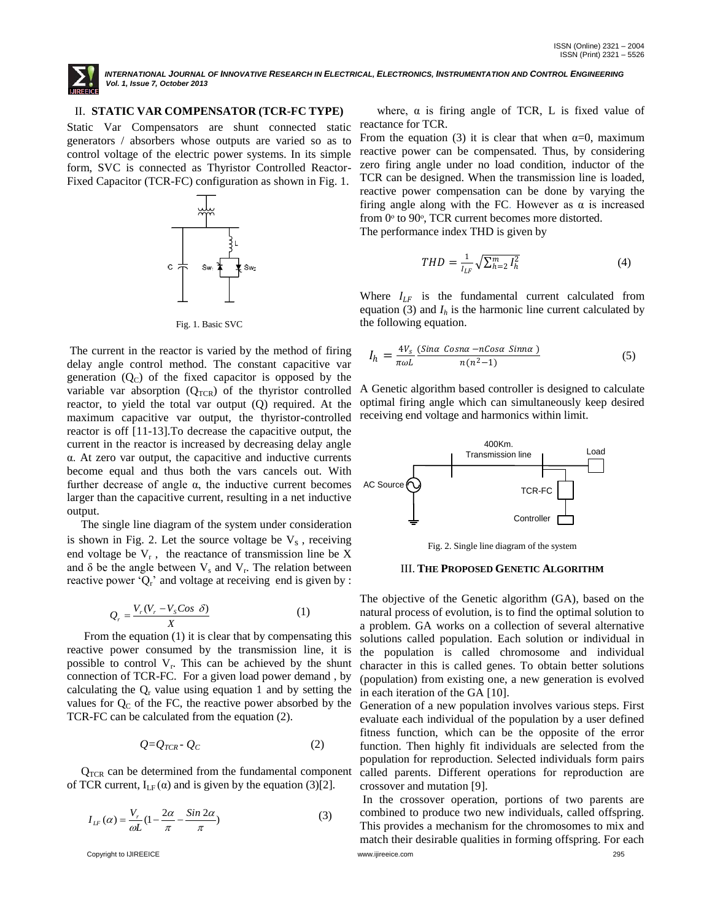## II. STATIC VAR COMPENSATOR (TCR-FC TYPE)

Static Var Compensators are shunt connected static generators / absorbers whose outputs are varied so as to control voltage of the electric power systems. In its simple form, SVC is connected as Thyristor Controlled Reactor-Fixed Capacitor (TCR-FC) configuration as shown in Fig. 1.

Fig. 1. Basic SVC

The current in the reactor is varied by the method of firing delay angle control method. The constant capacitive var generation ($Q_C$) of the fixed capacitor is opposed by the variable var absorption ($Q_{TCR}$) of the thyristor controlled reactor, to yield the total var output (Q) required. At the maximum capacitive var output, the thyristor-controlled reactor is off [11-13].To decrease the capacitive output, the current in the reactor is increased by decreasing delay angle α. At zero var output, the capacitive and inductive currents become equal and thus both the vars cancels out. With further decrease of angle α, the inductive current becomes larger than the capacitive current, resulting in a net inductive output.

The single line diagram of the system under consideration is shown in Fig. 2. Let the source voltage be $V_s$ , receiving end voltage be $V_r$ , the reactance of transmission line be X and δ be the angle between $V_s$ and $V_r$. The relation between reactive power '$Q_r$' and voltage at receiving end is given by :

$$Q_r = \frac{V_r(V_r - V_S Cos\ \delta)}{X} \tag{1}$$

From the equation (1) it is clear that by compensating this reactive power consumed by the transmission line, it is possible to control $V_r$. This can be achieved by the shunt connection of TCR-FC. For a given load power demand , by calculating the $Q_r$ value using equation 1 and by setting the values for $Q_C$ of the FC, the reactive power absorbed by the TCR-FC can be calculated from the equation (2).

$$Q = Q_{TCR} - Q_C \tag{2}$$

$Q_{TCR}$ can be determined from the fundamental component of TCR current, $I_{LF}(\alpha)$ and is given by the equation (3)[2].

$$I_{LF}(\alpha) = \frac{V_r}{\omega L}\left(1 - \frac{2\alpha}{\pi} - \frac{Sin\ 2\alpha}{\pi}\right) \tag{3}$$

where, α is firing angle of TCR, L is fixed value of reactance for TCR.

From the equation (3) it is clear that when α=0, maximum reactive power can be compensated. Thus, by considering zero firing angle under no load condition, inductor of the TCR can be designed. When the transmission line is loaded, reactive power compensation can be done by varying the firing angle along with the FC. However as α is increased from 0° to 90°, TCR current becomes more distorted.

The performance index THD is given by

$$THD = \frac{1}{I_{LF}}\sqrt{\sum_{h=2}^{m} I_h^2} \tag{4}$$

Where $I_{LF}$ is the fundamental current calculated from equation (3) and $I_h$ is the harmonic line current calculated by the following equation.

$$I_h = \frac{4V_s}{\pi\omega L}\frac{(Sin\alpha\ Cosn\alpha - nCos\alpha\ Sinn\alpha)}{n(n^2-1)} \tag{5}$$

A Genetic algorithm based controller is designed to calculate optimal firing angle which can simultaneously keep desired receiving end voltage and harmonics within limit.

Fig. 2. Single line diagram of the system

## III. THE PROPOSED GENETIC ALGORITHM

The objective of the Genetic algorithm (GA), based on the natural process of evolution, is to find the optimal solution to a problem. GA works on a collection of several alternative solutions called population. Each solution or individual in the population is called chromosome and individual character in this is called genes. To obtain better solutions (population) from existing one, a new generation is evolved in each iteration of the GA [10].

Generation of a new population involves various steps. First evaluate each individual of the population by a user defined fitness function, which can be the opposite of the error function. Then highly fit individuals are selected from the population for reproduction. Selected individuals form pairs called parents. Different operations for reproduction are crossover and mutation [9].

In the crossover operation, portions of two parents are combined to produce two new individuals, called offspring. This provides a mechanism for the chromosomes to mix and match their desirable qualities in forming offspring. For each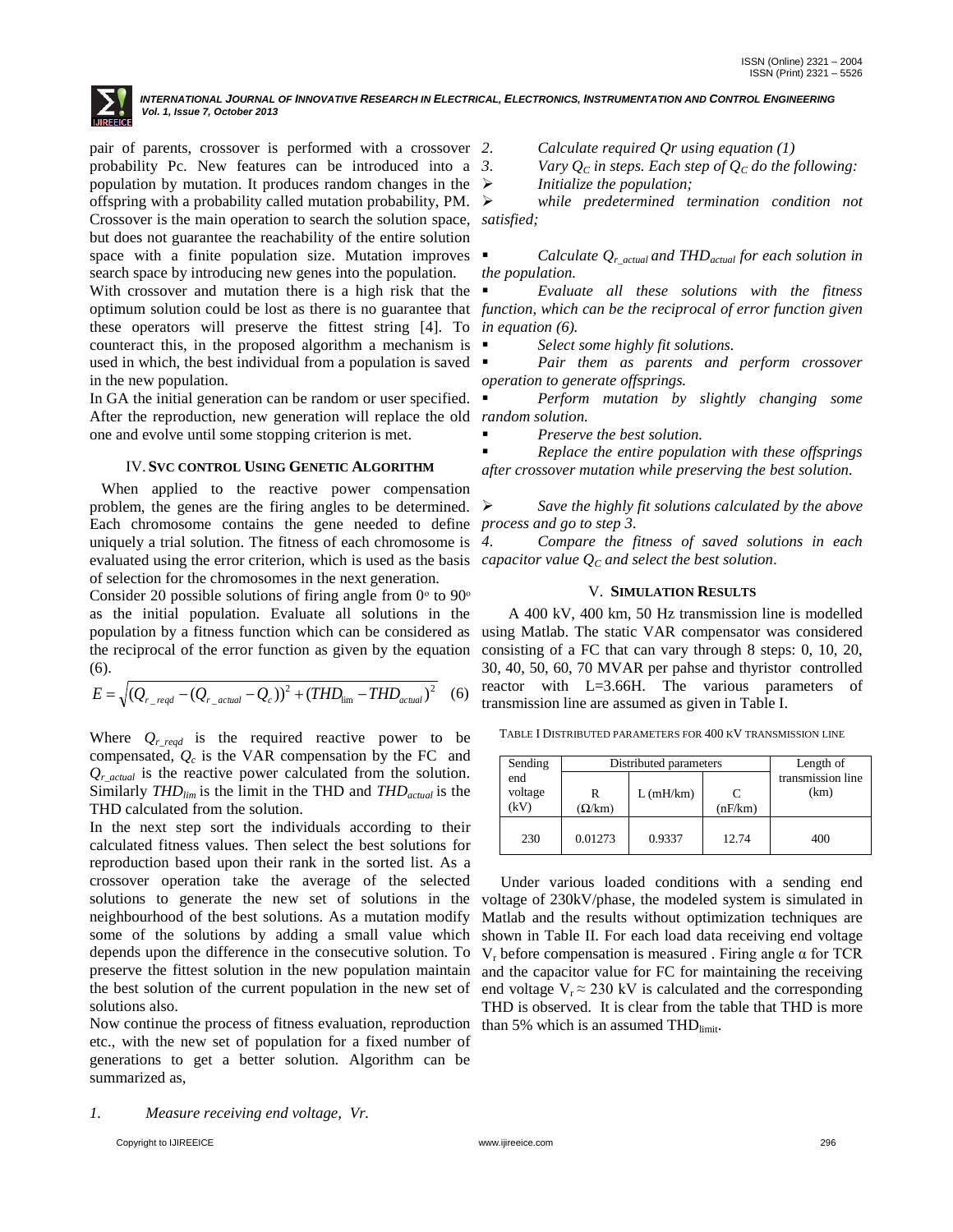pair of parents, crossover is performed with a crossover probability Pc. New features can be introduced into a population by mutation. It produces random changes in the offspring with a probability called mutation probability, PM. Crossover is the main operation to search the solution space, but does not guarantee the reachability of the entire solution space with a finite population size. Mutation improves search space by introducing new genes into the population.

With crossover and mutation there is a high risk that the optimum solution could be lost as there is no guarantee that these operators will preserve the fittest string [4]. To counteract this, in the proposed algorithm a mechanism is used in which, the best individual from a population is saved in the new population.

In GA the initial generation can be random or user specified. After the reproduction, new generation will replace the old one and evolve until some stopping criterion is met.

## IV. SVC CONTROL USING GENETIC ALGORITHM

When applied to the reactive power compensation problem, the genes are the firing angles to be determined. Each chromosome contains the gene needed to define uniquely a trial solution. The fitness of each chromosome is evaluated using the error criterion, which is used as the basis of selection for the chromosomes in the next generation.

Consider 20 possible solutions of firing angle from $0^o$ to $90^o$ as the initial population. Evaluate all solutions in the population by a fitness function which can be considered as the reciprocal of the error function as given by the equation (6).

$$E = \sqrt{(Q_{r\_reqd} - (Q_{r\_actual} - Q_c))^2 + (THD_{\lim} - THD_{actual})^2} \quad (6)$$

Where $Q_{r\_reqd}$ is the required reactive power to be compensated, $Q_c$ is the VAR compensation by the FC and $Q_{r\_actual}$ is the reactive power calculated from the solution. Similarly $THD_{lim}$ is the limit in the THD and $THD_{actual}$ is the THD calculated from the solution.

In the next step sort the individuals according to their calculated fitness values. Then select the best solutions for reproduction based upon their rank in the sorted list. As a crossover operation take the average of the selected solutions to generate the new set of solutions in the neighbourhood of the best solutions. As a mutation modify some of the solutions by adding a small value which depends upon the difference in the consecutive solution. To preserve the fittest solution in the new population maintain the best solution of the current population in the new set of solutions also.

Now continue the process of fitness evaluation, reproduction etc., with the new set of population for a fixed number of generations to get a better solution. Algorithm can be summarized as,

1. *Measure receiving end voltage, Vr.*
2. *Calculate required Qr using equation (1)*
3. *Vary $Q_C$ in steps. Each step of $Q_C$ do the following:*
   - *Initialize the population;*
   - *while predetermined termination condition not satisfied;*
     - *Calculate $Q_{r\_actual}$ and $THD_{actual}$ for each solution in the population.*
     - *Evaluate all these solutions with the fitness function, which can be the reciprocal of error function given in equation (6).*
     - *Select some highly fit solutions.*
     - *Pair them as parents and perform crossover operation to generate offsprings.*
     - *Perform mutation by slightly changing some random solution.*
     - *Preserve the best solution.*
     - *Replace the entire population with these offsprings after crossover mutation while preserving the best solution.*
   - *Save the highly fit solutions calculated by the above process and go to step 3.*
4. *Compare the fitness of saved solutions in each capacitor value $Q_C$ and select the best solution.*

## V. SIMULATION RESULTS

A 400 kV, 400 km, 50 Hz transmission line is modelled using Matlab. The static VAR compensator was considered consisting of a FC that can vary through 8 steps: 0, 10, 20, 30, 40, 50, 60, 70 MVAR per pahse and thyristor controlled reactor with L=3.66H. The various parameters of transmission line are assumed as given in Table I.

TABLE I DISTRIBUTED PARAMETERS FOR 400 KV TRANSMISSION LINE

| Sending end voltage (kV) | Distributed parameters | | | Length of transmission line (km) |
|---|---|---|---|---|
| | R (Ω/km) | L (mH/km) | C (nF/km) | |
| 230 | 0.01273 | 0.9337 | 12.74 | 400 |

Under various loaded conditions with a sending end voltage of 230kV/phase, the modeled system is simulated in Matlab and the results without optimization techniques are shown in Table II. For each load data receiving end voltage $V_r$ before compensation is measured . Firing angle α for TCR and the capacitor value for FC for maintaining the receiving end voltage $V_r \approx 230$ kV is calculated and the corresponding THD is observed. It is clear from the table that THD is more than 5% which is an assumed $THD_{limit}$.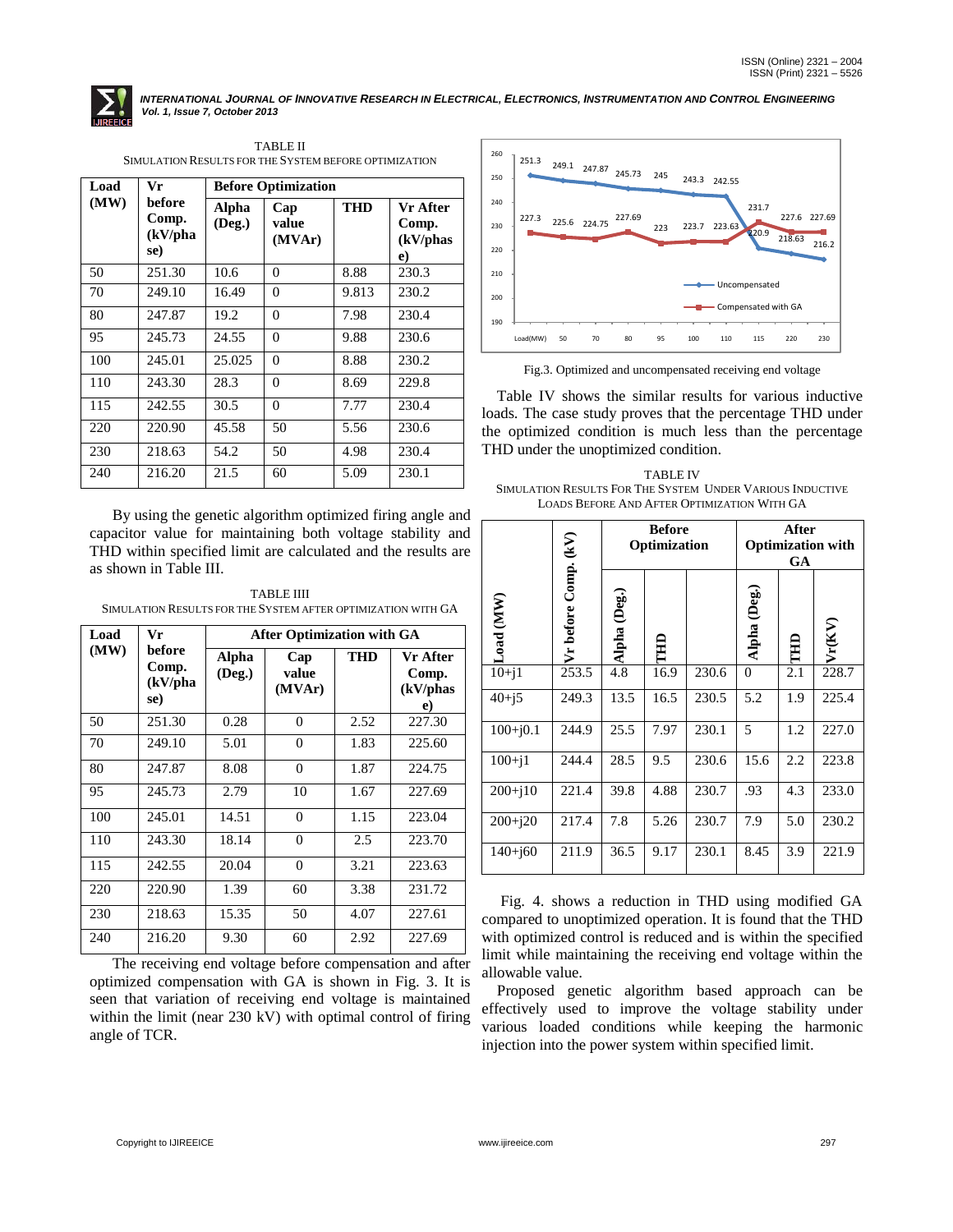TABLE II
SIMULATION RESULTS FOR THE SYSTEM BEFORE OPTIMIZATION

| Load (MW) | Vr before Comp. (kV/phase) | Before Optimization | | | |
|---|---|---|---|---|---|
| | | Alpha (Deg.) | Cap value (MVAr) | THD | Vr After Comp. (kV/phase) |
| 50 | 251.30 | 10.6 | 0 | 8.88 | 230.3 |
| 70 | 249.10 | 16.49 | 0 | 9.813 | 230.2 |
| 80 | 247.87 | 19.2 | 0 | 7.98 | 230.4 |
| 95 | 245.73 | 24.55 | 0 | 9.88 | 230.6 |
| 100 | 245.01 | 25.025 | 0 | 8.88 | 230.2 |
| 110 | 243.30 | 28.3 | 0 | 8.69 | 229.8 |
| 115 | 242.55 | 30.5 | 0 | 7.77 | 230.4 |
| 220 | 220.90 | 45.58 | 50 | 5.56 | 230.6 |
| 230 | 218.63 | 54.2 | 50 | 4.98 | 230.4 |
| 240 | 216.20 | 21.5 | 60 | 5.09 | 230.1 |

By using the genetic algorithm optimized firing angle and capacitor value for maintaining both voltage stability and THD within specified limit are calculated and the results are as shown in Table III.

TABLE IIII
SIMULATION RESULTS FOR THE SYSTEM AFTER OPTIMIZATION WITH GA

| Load (MW) | Vr before Comp. (kV/phase) | After Optimization with GA | | | |
|---|---|---|---|---|---|
| | | Alpha (Deg.) | Cap value (MVAr) | THD | Vr After Comp. (kV/phase) |
| 50 | 251.30 | 0.28 | 0 | 2.52 | 227.30 |
| 70 | 249.10 | 5.01 | 0 | 1.83 | 225.60 |
| 80 | 247.87 | 8.08 | 0 | 1.87 | 224.75 |
| 95 | 245.73 | 2.79 | 10 | 1.67 | 227.69 |
| 100 | 245.01 | 14.51 | 0 | 1.15 | 223.04 |
| 110 | 243.30 | 18.14 | 0 | 2.5 | 223.70 |
| 115 | 242.55 | 20.04 | 0 | 3.21 | 223.63 |
| 220 | 220.90 | 1.39 | 60 | 3.38 | 231.72 |
| 230 | 218.63 | 15.35 | 50 | 4.07 | 227.61 |
| 240 | 216.20 | 9.30 | 60 | 2.92 | 227.69 |

The receiving end voltage before compensation and after optimized compensation with GA is shown in Fig. 3. It is seen that variation of receiving end voltage is maintained within the limit (near 230 kV) with optimal control of firing angle of TCR.

Fig.3. Optimized and uncompensated receiving end voltage

Table IV shows the similar results for various inductive loads. The case study proves that the percentage THD under the optimized condition is much less than the percentage THD under the unoptimized condition.

TABLE IV
SIMULATION RESULTS FOR THE SYSTEM UNDER VARIOUS INDUCTIVE LOADS BEFORE AND AFTER OPTIMIZATION WITH GA

| Load (MW) | Vr before Comp. (kV) | Before Optimization | | | After Optimization with GA | | |
|---|---|---|---|---|---|---|---|
| | | Alpha (Deg.) | THD | | Alpha (Deg.) | THD | Vr(KV) |
| 10+j1 | 253.5 | 4.8 | 16.9 | 230.6 | 0 | 2.1 | 228.7 |
| 40+j5 | 249.3 | 13.5 | 16.5 | 230.5 | 5.2 | 1.9 | 225.4 |
| 100+j0.1 | 244.9 | 25.5 | 7.97 | 230.1 | 5 | 1.2 | 227.0 |
| 100+j1 | 244.4 | 28.5 | 9.5 | 230.6 | 15.6 | 2.2 | 223.8 |
| 200+j10 | 221.4 | 39.8 | 4.88 | 230.7 | .93 | 4.3 | 233.0 |
| 200+j20 | 217.4 | 7.8 | 5.26 | 230.7 | 7.9 | 5.0 | 230.2 |
| 140+j60 | 211.9 | 36.5 | 9.17 | 230.1 | 8.45 | 3.9 | 221.9 |

Fig. 4. shows a reduction in THD using modified GA compared to unoptimized operation. It is found that the THD with optimized control is reduced and is within the specified limit while maintaining the receiving end voltage within the allowable value.

Proposed genetic algorithm based approach can be effectively used to improve the voltage stability under various loaded conditions while keeping the harmonic injection into the power system within specified limit.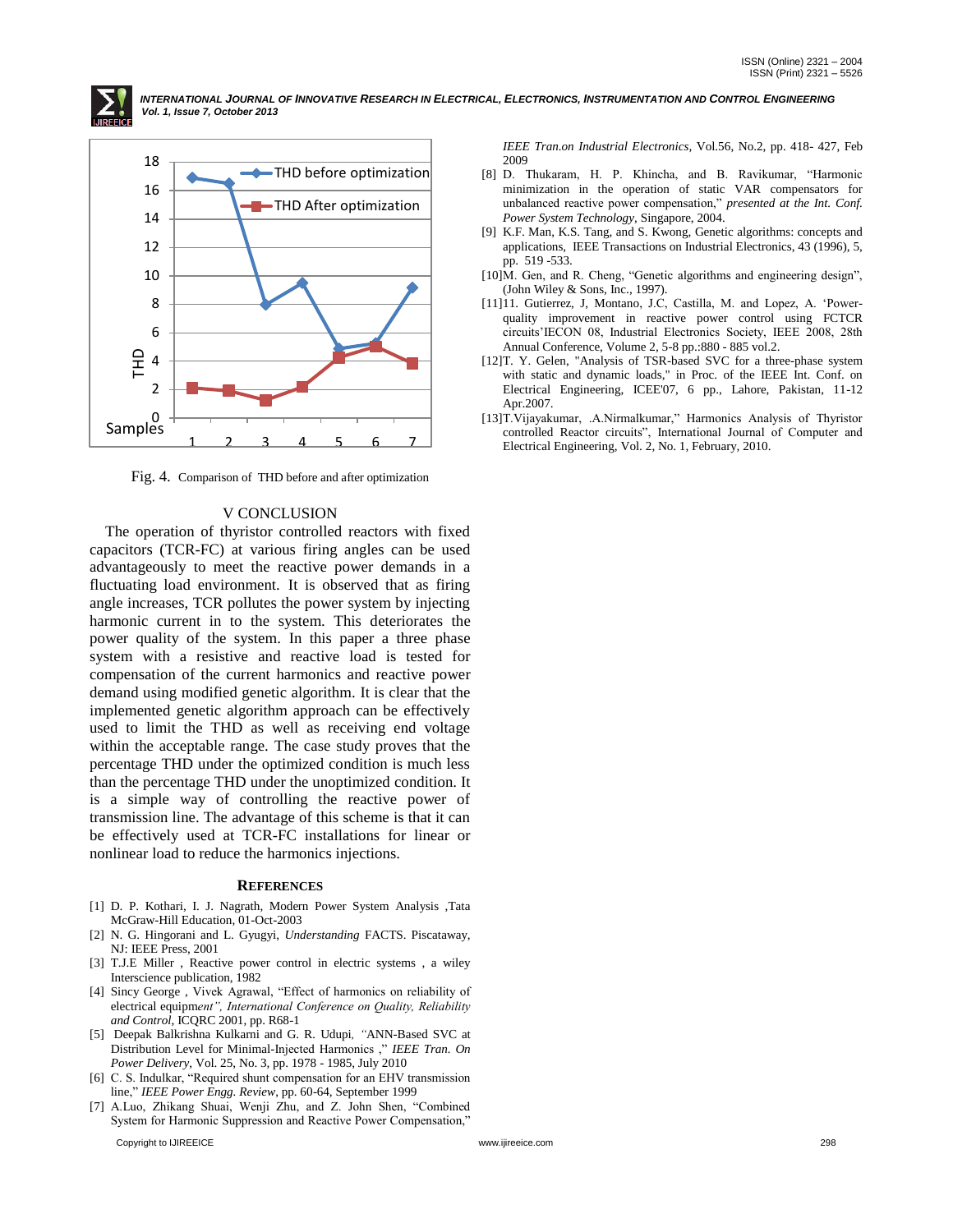18
16
14
12
10
8
6
4
2
0
THD
Samples
1 2 3 4 5 6 7
THD before optimization
THD After optimization

Fig. 4. Comparison of THD before and after optimization

## V CONCLUSION

The operation of thyristor controlled reactors with fixed capacitors (TCR-FC) at various firing angles can be used advantageously to meet the reactive power demands in a fluctuating load environment. It is observed that as firing angle increases, TCR pollutes the power system by injecting harmonic current in to the system. This deteriorates the power quality of the system. In this paper a three phase system with a resistive and reactive load is tested for compensation of the current harmonics and reactive power demand using modified genetic algorithm. It is clear that the implemented genetic algorithm approach can be effectively used to limit the THD as well as receiving end voltage within the acceptable range. The case study proves that the percentage THD under the optimized condition is much less than the percentage THD under the unoptimized condition. It is a simple way of controlling the reactive power of transmission line. The advantage of this scheme is that it can be effectively used at TCR-FC installations for linear or nonlinear load to reduce the harmonics injections.

## REFERENCES

[1] D. P. Kothari, I. J. Nagrath, Modern Power System Analysis ,Tata McGraw-Hill Education, 01-Oct-2003

[2] N. G. Hingorani and L. Gyugyi, *Understanding* FACTS. Piscataway, NJ: IEEE Press, 2001

[3] T.J.E Miller , Reactive power control in electric systems , a wiley Interscience publication, 1982

[4] Sincy George , Vivek Agrawal, “Effect of harmonics on reliability of electrical equipm*ent”, International Conference on Quality, Reliability and Control*, ICQRC 2001, pp. R68-1

[5] Deepak Balkrishna Kulkarni and G. R. Udupi, *“*ANN-Based SVC at Distribution Level for Minimal-Injected Harmonics ,” *IEEE Tran. On Power Delivery*, Vol. 25, No. 3, pp. 1978 - 1985, July 2010

[6] C. S. Indulkar, “Required shunt compensation for an EHV transmission line,” *IEEE Power Engg. Review*, pp. 60-64, September 1999

[7] A.Luo, Zhikang Shuai, Wenji Zhu, and Z. John Shen, “Combined System for Harmonic Suppression and Reactive Power Compensation,” *IEEE Tran.on Industrial Electronics*, Vol.56, No.2, pp. 418- 427, Feb 2009

[8] D. Thukaram, H. P. Khincha, and B. Ravikumar, “Harmonic minimization in the operation of static VAR compensators for unbalanced reactive power compensation,” *presented at the Int. Conf. Power System Technology*, Singapore, 2004.

[9] K.F. Man, K.S. Tang, and S. Kwong, Genetic algorithms: concepts and applications, IEEE Transactions on Industrial Electronics, 43 (1996), 5, pp. 519 -533.

[10]M. Gen, and R. Cheng, “Genetic algorithms and engineering design”, (John Wiley & Sons, Inc., 1997).

[11]11. Gutierrez, J, Montano, J.C, Castilla, M. and Lopez, A. ‘Power-quality improvement in reactive power control using FCTCR circuits’IECON 08, Industrial Electronics Society, IEEE 2008, 28th Annual Conference, Volume 2, 5-8 pp.:880 - 885 vol.2.

[12]T. Y. Gelen, "Analysis of TSR-based SVC for a three-phase system with static and dynamic loads," in Proc. of the IEEE Int. Conf. on Electrical Engineering, ICEE'07, 6 pp., Lahore, Pakistan, 11-12 Apr.2007.

[13]T.Vijayakumar, .A.Nirmalkumar,” Harmonics Analysis of Thyristor controlled Reactor circuits”, International Journal of Computer and Electrical Engineering, Vol. 2, No. 1, February, 2010.